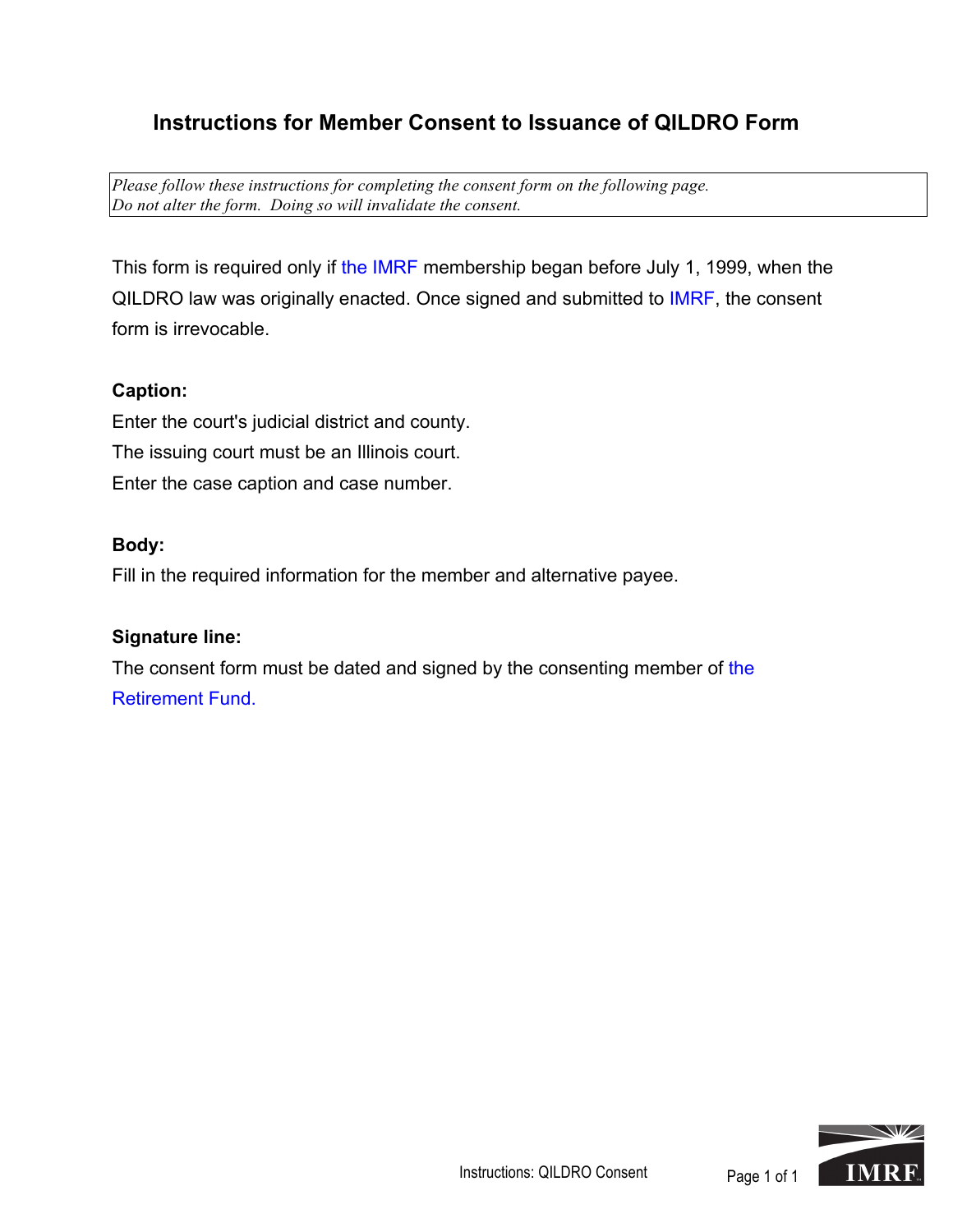# Instructions for Member Consent to Issuance of QILDRO Form

*Please follow these instructions for completing the consent form on the following page.*
*Do not alter the form. Doing so will invalidate the consent.*

This form is required only if the IMRF membership began before July 1, 1999, when the QILDRO law was originally enacted. Once signed and submitted to IMRF, the consent form is irrevocable.

**Caption:**

Enter the court's judicial district and county.

The issuing court must be an Illinois court.

Enter the case caption and case number.

**Body:**

Fill in the required information for the member and alternative payee.

**Signature line:**

The consent form must be dated and signed by the consenting member of the Retirement Fund.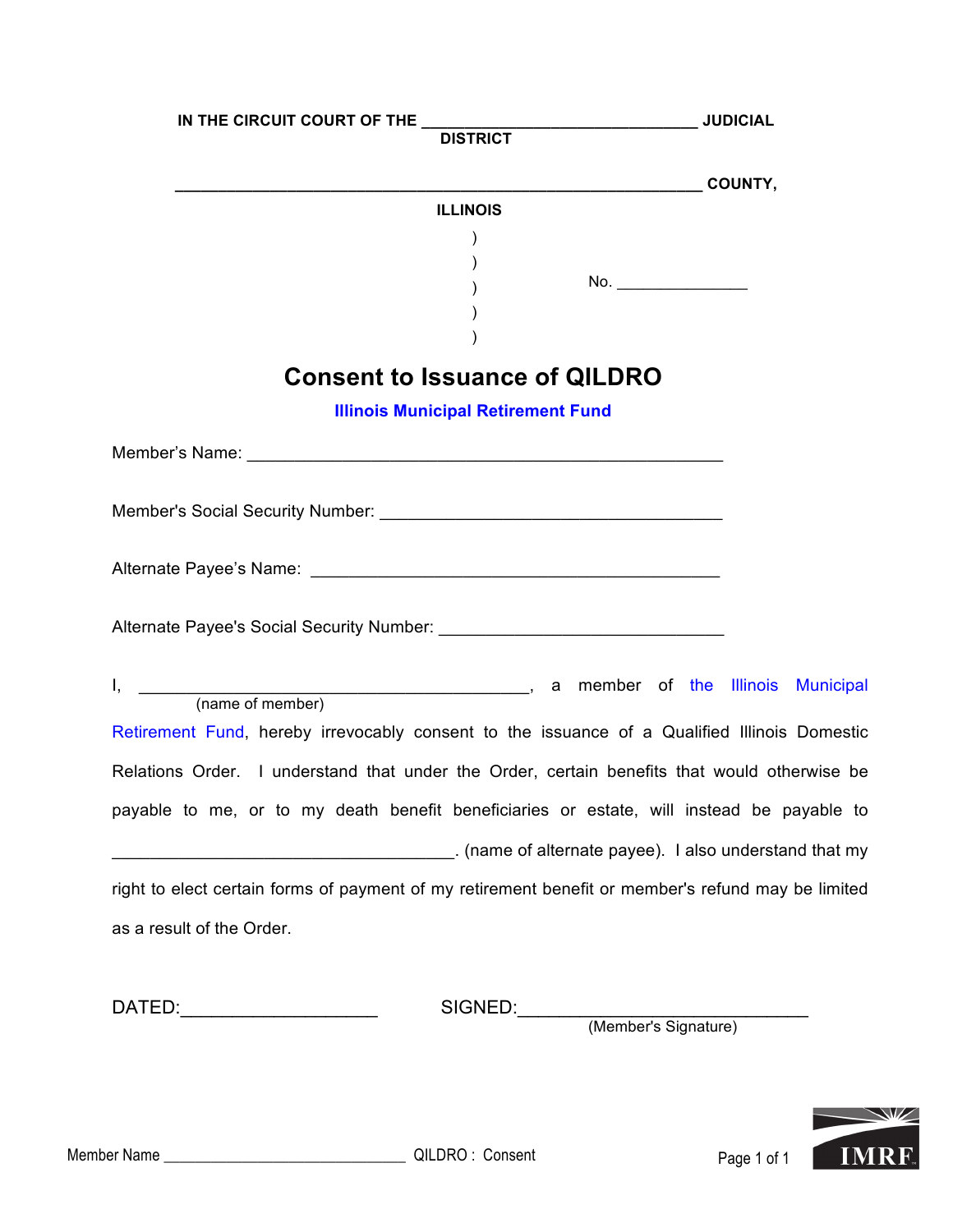IN THE CIRCUIT COURT OF THE ______________________________ JUDICIAL DISTRICT

__________________________________________________________ COUNTY, ILLINOIS

)
)
) No. ______________
)
)

# Consent to Issuance of QILDRO

**Illinois Municipal Retirement Fund**

Member's Name: ____________________________________________________

Member's Social Security Number: _____________________________________

Alternate Payee's Name: ____________________________________________

Alternate Payee's Social Security Number: ______________________________

I, __________________________________________, a member of the Illinois Municipal
(name of member)
Retirement Fund, hereby irrevocably consent to the issuance of a Qualified Illinois Domestic Relations Order. I understand that under the Order, certain benefits that would otherwise be payable to me, or to my death benefit beneficiaries or estate, will instead be payable to ____________________________________. (name of alternate payee). I also understand that my right to elect certain forms of payment of my retirement benefit or member's refund may be limited as a result of the Order.

DATED:___________________ SIGNED:______________________________
(Member's Signature)

Member Name ______________________________ QILDRO : Consent